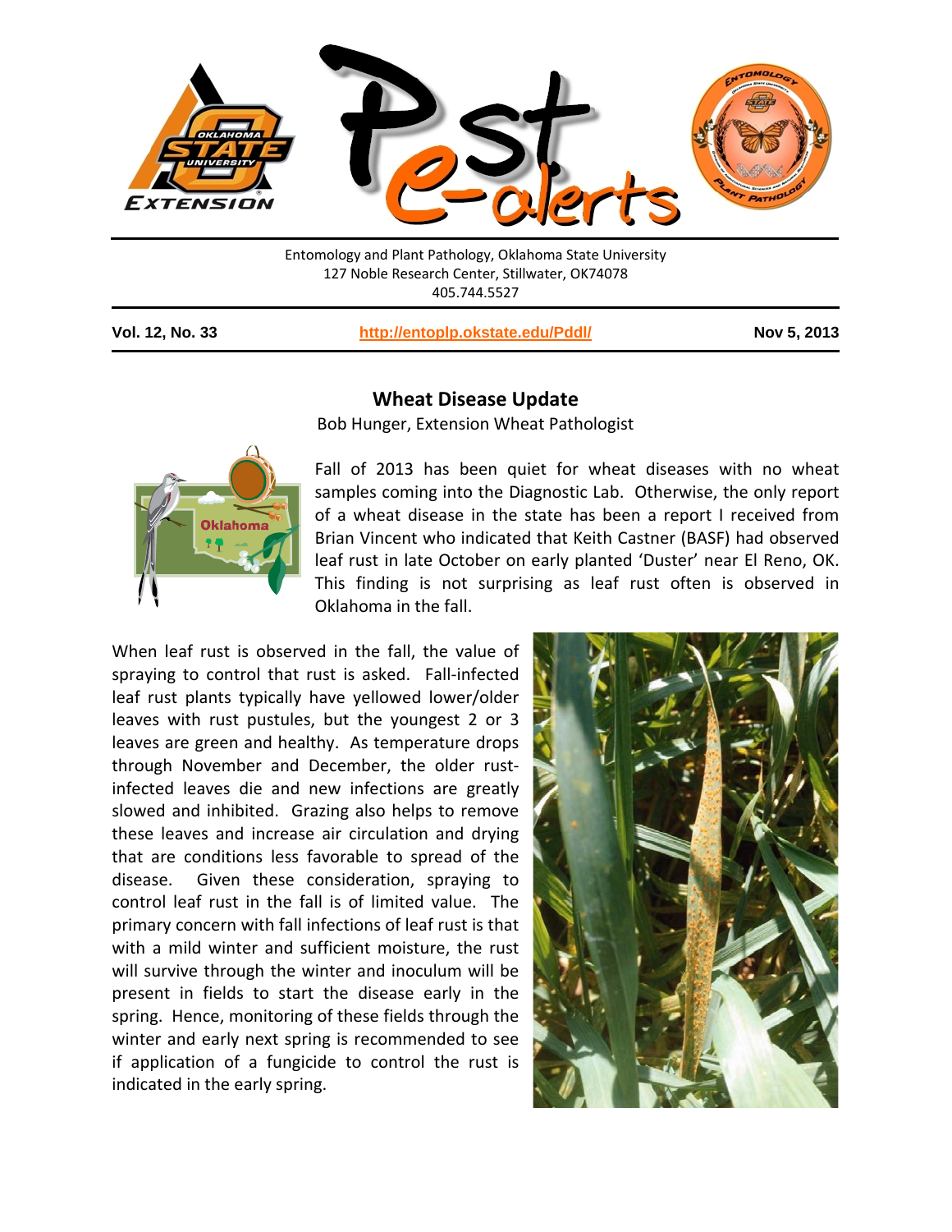Entomology and Plant Pathology, Oklahoma State University
127 Noble Research Center, Stillwater, OK74078
405.744.5527

**Vol. 12, No. 33** | **http://entoplp.okstate.edu/Pddl/** | **Nov 5, 2013**

## Wheat Disease Update

Bob Hunger, Extension Wheat Pathologist

Fall of 2013 has been quiet for wheat diseases with no wheat samples coming into the Diagnostic Lab. Otherwise, the only report of a wheat disease in the state has been a report I received from Brian Vincent who indicated that Keith Castner (BASF) had observed leaf rust in late October on early planted 'Duster' near El Reno, OK. This finding is not surprising as leaf rust often is observed in Oklahoma in the fall.

When leaf rust is observed in the fall, the value of spraying to control that rust is asked. Fall-infected leaf rust plants typically have yellowed lower/older leaves with rust pustules, but the youngest 2 or 3 leaves are green and healthy. As temperature drops through November and December, the older rust-infected leaves die and new infections are greatly slowed and inhibited. Grazing also helps to remove these leaves and increase air circulation and drying that are conditions less favorable to spread of the disease. Given these consideration, spraying to control leaf rust in the fall is of limited value. The primary concern with fall infections of leaf rust is that with a mild winter and sufficient moisture, the rust will survive through the winter and inoculum will be present in fields to start the disease early in the spring. Hence, monitoring of these fields through the winter and early next spring is recommended to see if application of a fungicide to control the rust is indicated in the early spring.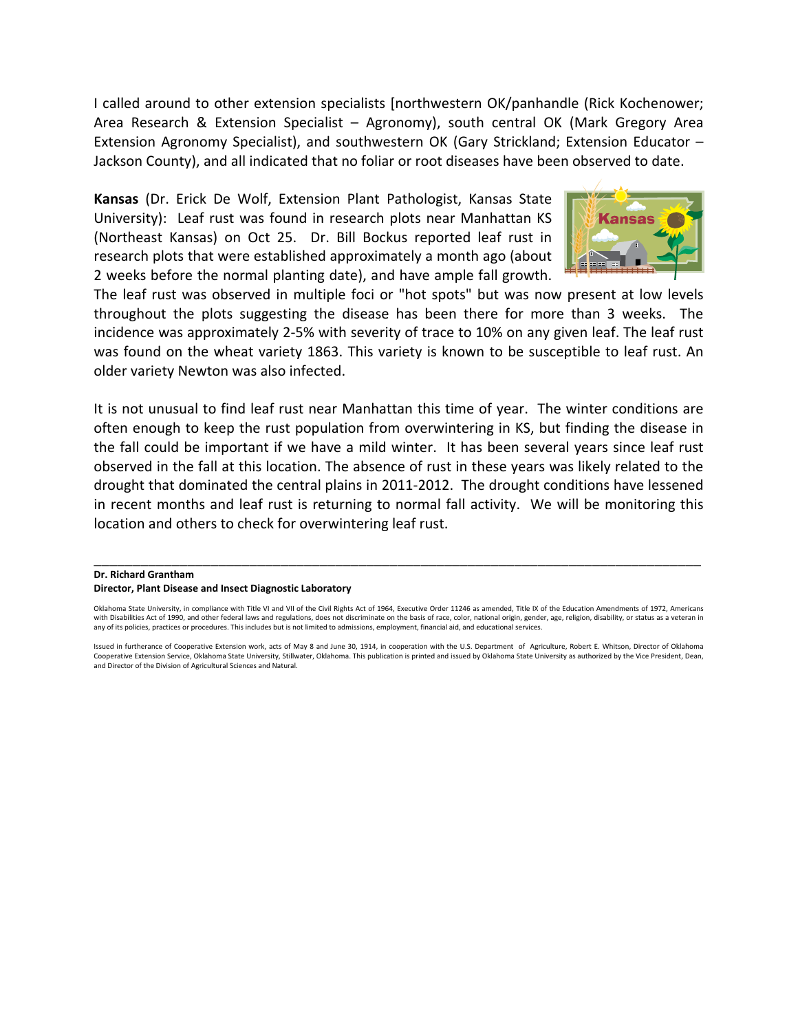I called around to other extension specialists [northwestern OK/panhandle (Rick Kochenower; Area Research & Extension Specialist – Agronomy), south central OK (Mark Gregory Area Extension Agronomy Specialist), and southwestern OK (Gary Strickland; Extension Educator – Jackson County), and all indicated that no foliar or root diseases have been observed to date.

**Kansas** (Dr. Erick De Wolf, Extension Plant Pathologist, Kansas State University): Leaf rust was found in research plots near Manhattan KS (Northeast Kansas) on Oct 25. Dr. Bill Bockus reported leaf rust in research plots that were established approximately a month ago (about 2 weeks before the normal planting date), and have ample fall growth. The leaf rust was observed in multiple foci or "hot spots" but was now present at low levels throughout the plots suggesting the disease has been there for more than 3 weeks. The incidence was approximately 2-5% with severity of trace to 10% on any given leaf. The leaf rust was found on the wheat variety 1863. This variety is known to be susceptible to leaf rust. An older variety Newton was also infected.

It is not unusual to find leaf rust near Manhattan this time of year. The winter conditions are often enough to keep the rust population from overwintering in KS, but finding the disease in the fall could be important if we have a mild winter. It has been several years since leaf rust observed in the fall at this location. The absence of rust in these years was likely related to the drought that dominated the central plains in 2011-2012. The drought conditions have lessened in recent months and leaf rust is returning to normal fall activity. We will be monitoring this location and others to check for overwintering leaf rust.

---

**Dr. Richard Grantham**
**Director, Plant Disease and Insect Diagnostic Laboratory**

Oklahoma State University, in compliance with Title VI and VII of the Civil Rights Act of 1964, Executive Order 11246 as amended, Title IX of the Education Amendments of 1972, Americans with Disabilities Act of 1990, and other federal laws and regulations, does not discriminate on the basis of race, color, national origin, gender, age, religion, disability, or status as a veteran in any of its policies, practices or procedures. This includes but is not limited to admissions, employment, financial aid, and educational services.

Issued in furtherance of Cooperative Extension work, acts of May 8 and June 30, 1914, in cooperation with the U.S. Department of Agriculture, Robert E. Whitson, Director of Oklahoma Cooperative Extension Service, Oklahoma State University, Stillwater, Oklahoma. This publication is printed and issued by Oklahoma State University as authorized by the Vice President, Dean, and Director of the Division of Agricultural Sciences and Natural.